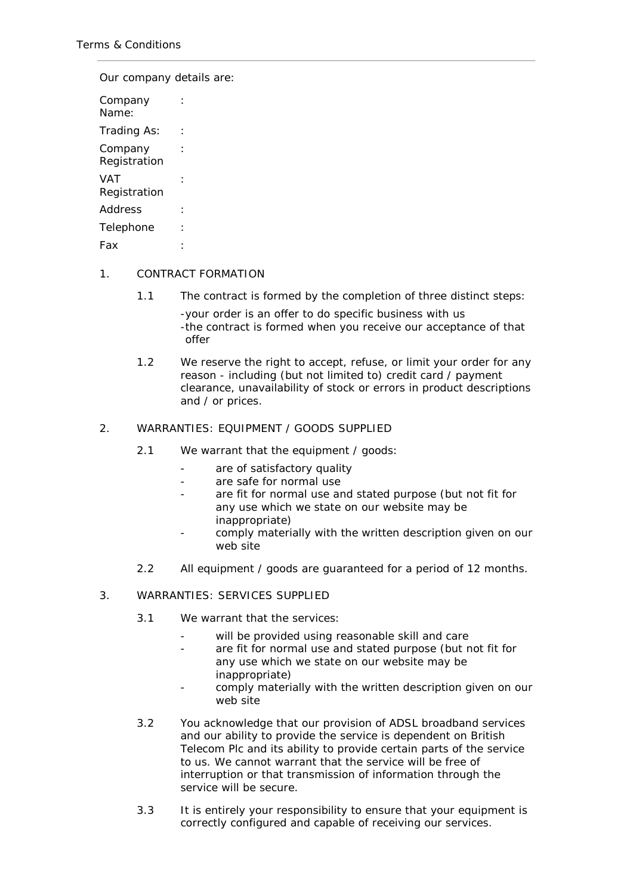Terms & Conditions

Our company details are:

| | | |
|---|---|---|
| Company Name: | : | |
| Trading As: | : | |
| Company Registration | : | |
| VAT Registration | : | |
| Address | : | |
| Telephone | : | |
| Fax | : | |

## 1. CONTRACT FORMATION

1.1 The contract is formed by the completion of three distinct steps:

- your order is an offer to do specific business with us
- the contract is formed when you receive our acceptance of that offer

1.2 We reserve the right to accept, refuse, or limit your order for any reason - including (but not limited to) credit card / payment clearance, unavailability of stock or errors in product descriptions and / or prices.

## 2. WARRANTIES: EQUIPMENT / GOODS SUPPLIED

2.1 We warrant that the equipment / goods:

- are of satisfactory quality
- are safe for normal use
- are fit for normal use and stated purpose (but not fit for any use which we state on our website may be inappropriate)
- comply materially with the written description given on our web site

2.2 All equipment / goods are guaranteed for a period of 12 months.

## 3. WARRANTIES: SERVICES SUPPLIED

3.1 We warrant that the services:

- will be provided using reasonable skill and care
- are fit for normal use and stated purpose (but not fit for any use which we state on our website may be inappropriate)
- comply materially with the written description given on our web site

3.2 You acknowledge that our provision of ADSL broadband services and our ability to provide the service is dependent on British Telecom Plc and its ability to provide certain parts of the service to us. We cannot warrant that the service will be free of interruption or that transmission of information through the service will be secure.

3.3 It is entirely your responsibility to ensure that your equipment is correctly configured and capable of receiving our services.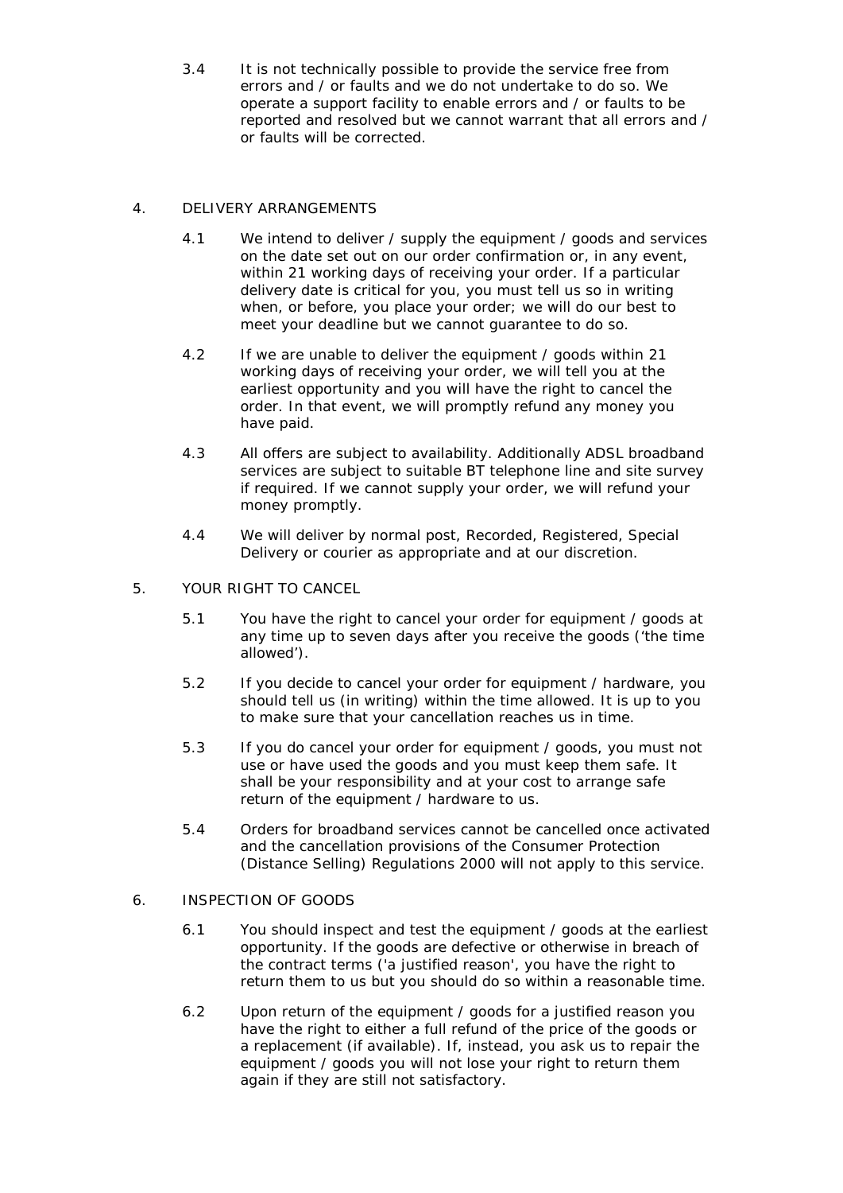3.4 It is not technically possible to provide the service free from errors and / or faults and we do not undertake to do so. We operate a support facility to enable errors and / or faults to be reported and resolved but we cannot warrant that all errors and / or faults will be corrected.

## 4. DELIVERY ARRANGEMENTS

4.1 We intend to deliver / supply the equipment / goods and services on the date set out on our order confirmation or, in any event, within 21 working days of receiving your order. If a particular delivery date is critical for you, you must tell us so in writing when, or before, you place your order; we will do our best to meet your deadline but we cannot guarantee to do so.

4.2 If we are unable to deliver the equipment / goods within 21 working days of receiving your order, we will tell you at the earliest opportunity and you will have the right to cancel the order. In that event, we will promptly refund any money you have paid.

4.3 All offers are subject to availability. Additionally ADSL broadband services are subject to suitable BT telephone line and site survey if required. If we cannot supply your order, we will refund your money promptly.

4.4 We will deliver by normal post, Recorded, Registered, Special Delivery or courier as appropriate and at our discretion.

## 5. YOUR RIGHT TO CANCEL

5.1 You have the right to cancel your order for equipment / goods at any time up to seven days after you receive the goods ('the time allowed').

5.2 If you decide to cancel your order for equipment / hardware, you should tell us (in writing) within the time allowed. It is up to you to make sure that your cancellation reaches us in time.

5.3 If you do cancel your order for equipment / goods, you must not use or have used the goods and you must keep them safe. It shall be your responsibility and at your cost to arrange safe return of the equipment / hardware to us.

5.4 Orders for broadband services cannot be cancelled once activated and the cancellation provisions of the Consumer Protection (Distance Selling) Regulations 2000 will not apply to this service.

## 6. INSPECTION OF GOODS

6.1 You should inspect and test the equipment / goods at the earliest opportunity. If the goods are defective or otherwise in breach of the contract terms ('a justified reason', you have the right to return them to us but you should do so within a reasonable time.

6.2 Upon return of the equipment / goods for a justified reason you have the right to either a full refund of the price of the goods or a replacement (if available). If, instead, you ask us to repair the equipment / goods you will not lose your right to return them again if they are still not satisfactory.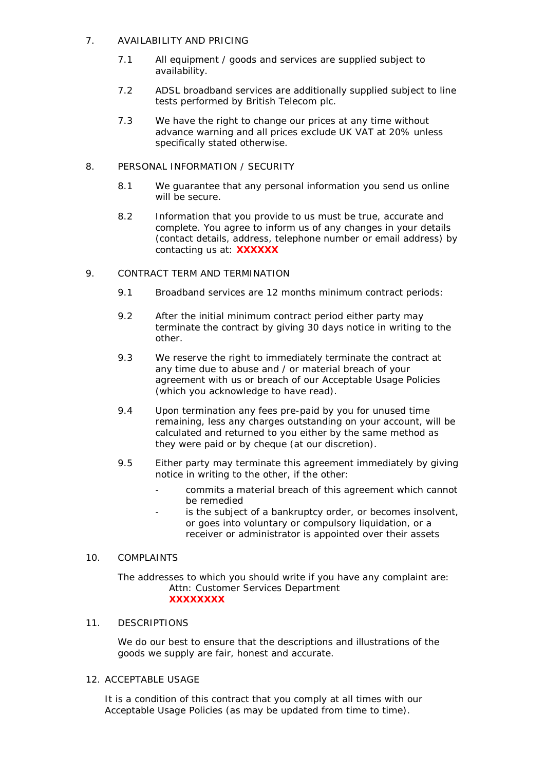## 7. AVAILABILITY AND PRICING

7.1 All equipment / goods and services are supplied subject to availability.

7.2 ADSL broadband services are additionally supplied subject to line tests performed by British Telecom plc.

7.3 We have the right to change our prices at any time without advance warning and all prices exclude UK VAT at 20% unless specifically stated otherwise.

## 8. PERSONAL INFORMATION / SECURITY

8.1 We guarantee that any personal information you send us online will be secure.

8.2 Information that you provide to us must be true, accurate and complete. You agree to inform us of any changes in your details (contact details, address, telephone number or email address) by contacting us at: **XXXXXX**

## 9. CONTRACT TERM AND TERMINATION

9.1 Broadband services are 12 months minimum contract periods:

9.2 After the initial minimum contract period either party may terminate the contract by giving 30 days notice in writing to the other.

9.3 We reserve the right to immediately terminate the contract at any time due to abuse and / or material breach of your agreement with us or breach of our Acceptable Usage Policies (which you acknowledge to have read).

9.4 Upon termination any fees pre-paid by you for unused time remaining, less any charges outstanding on your account, will be calculated and returned to you either by the same method as they were paid or by cheque (at our discretion).

9.5 Either party may terminate this agreement immediately by giving notice in writing to the other, if the other:

- commits a material breach of this agreement which cannot be remedied
- is the subject of a bankruptcy order, or becomes insolvent, or goes into voluntary or compulsory liquidation, or a receiver or administrator is appointed over their assets

## 10. COMPLAINTS

The addresses to which you should write if you have any complaint are:

Attn: Customer Services Department
**XXXXXXXX**

## 11. DESCRIPTIONS

We do our best to ensure that the descriptions and illustrations of the goods we supply are fair, honest and accurate.

## 12. ACCEPTABLE USAGE

It is a condition of this contract that you comply at all times with our Acceptable Usage Policies (as may be updated from time to time).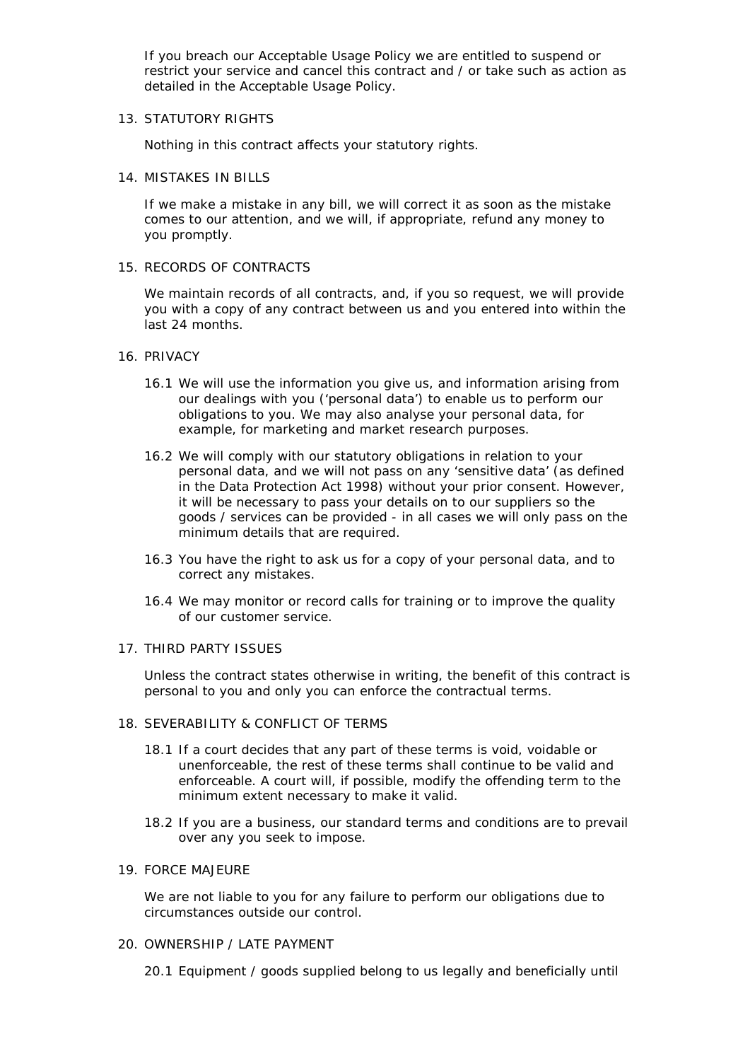If you breach our Acceptable Usage Policy we are entitled to suspend or restrict your service and cancel this contract and / or take such as action as detailed in the Acceptable Usage Policy.

13. STATUTORY RIGHTS

Nothing in this contract affects your statutory rights.

14. MISTAKES IN BILLS

If we make a mistake in any bill, we will correct it as soon as the mistake comes to our attention, and we will, if appropriate, refund any money to you promptly.

15. RECORDS OF CONTRACTS

We maintain records of all contracts, and, if you so request, we will provide you with a copy of any contract between us and you entered into within the last 24 months.

16. PRIVACY

16.1 We will use the information you give us, and information arising from our dealings with you ('personal data') to enable us to perform our obligations to you. We may also analyse your personal data, for example, for marketing and market research purposes.

16.2 We will comply with our statutory obligations in relation to your personal data, and we will not pass on any 'sensitive data' (as defined in the Data Protection Act 1998) without your prior consent. However, it will be necessary to pass your details on to our suppliers so the goods / services can be provided - in all cases we will only pass on the minimum details that are required.

16.3 You have the right to ask us for a copy of your personal data, and to correct any mistakes.

16.4 We may monitor or record calls for training or to improve the quality of our customer service.

17. THIRD PARTY ISSUES

Unless the contract states otherwise in writing, the benefit of this contract is personal to you and only you can enforce the contractual terms.

18. SEVERABILITY & CONFLICT OF TERMS

18.1 If a court decides that any part of these terms is void, voidable or unenforceable, the rest of these terms shall continue to be valid and enforceable. A court will, if possible, modify the offending term to the minimum extent necessary to make it valid.

18.2 If you are a business, our standard terms and conditions are to prevail over any you seek to impose.

19. FORCE MAJEURE

We are not liable to you for any failure to perform our obligations due to circumstances outside our control.

20. OWNERSHIP / LATE PAYMENT

20.1 Equipment / goods supplied belong to us legally and beneficially until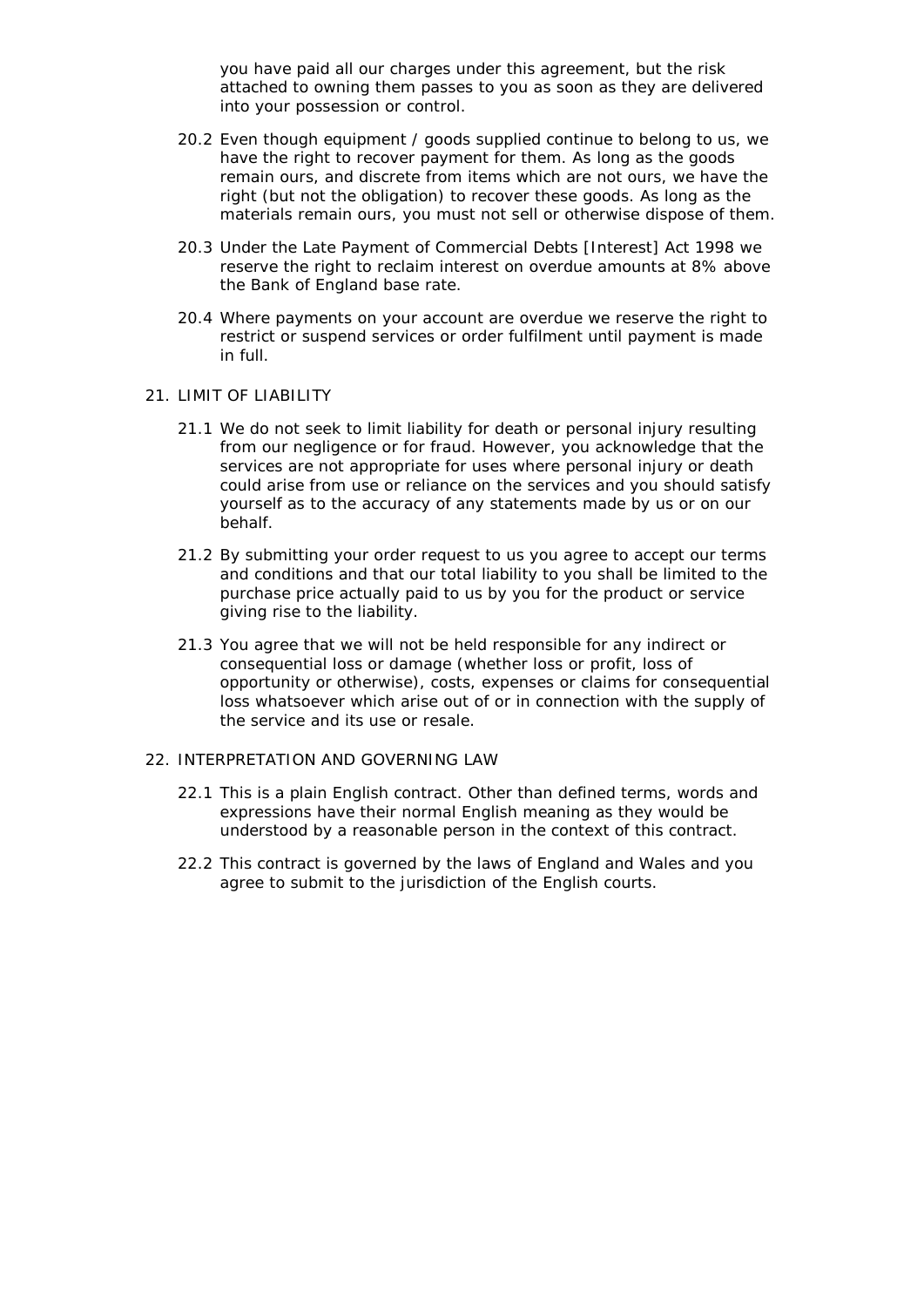you have paid all our charges under this agreement, but the risk attached to owning them passes to you as soon as they are delivered into your possession or control.

20.2 Even though equipment / goods supplied continue to belong to us, we have the right to recover payment for them. As long as the goods remain ours, and discrete from items which are not ours, we have the right (but not the obligation) to recover these goods. As long as the materials remain ours, you must not sell or otherwise dispose of them.

20.3 Under the Late Payment of Commercial Debts [Interest] Act 1998 we reserve the right to reclaim interest on overdue amounts at 8% above the Bank of England base rate.

20.4 Where payments on your account are overdue we reserve the right to restrict or suspend services or order fulfilment until payment is made in full.

## 21. LIMIT OF LIABILITY

21.1 We do not seek to limit liability for death or personal injury resulting from our negligence or for fraud. However, you acknowledge that the services are not appropriate for uses where personal injury or death could arise from use or reliance on the services and you should satisfy yourself as to the accuracy of any statements made by us or on our behalf.

21.2 By submitting your order request to us you agree to accept our terms and conditions and that our total liability to you shall be limited to the purchase price actually paid to us by you for the product or service giving rise to the liability.

21.3 You agree that we will not be held responsible for any indirect or consequential loss or damage (whether loss or profit, loss of opportunity or otherwise), costs, expenses or claims for consequential loss whatsoever which arise out of or in connection with the supply of the service and its use or resale.

## 22. INTERPRETATION AND GOVERNING LAW

22.1 This is a plain English contract. Other than defined terms, words and expressions have their normal English meaning as they would be understood by a reasonable person in the context of this contract.

22.2 This contract is governed by the laws of England and Wales and you agree to submit to the jurisdiction of the English courts.